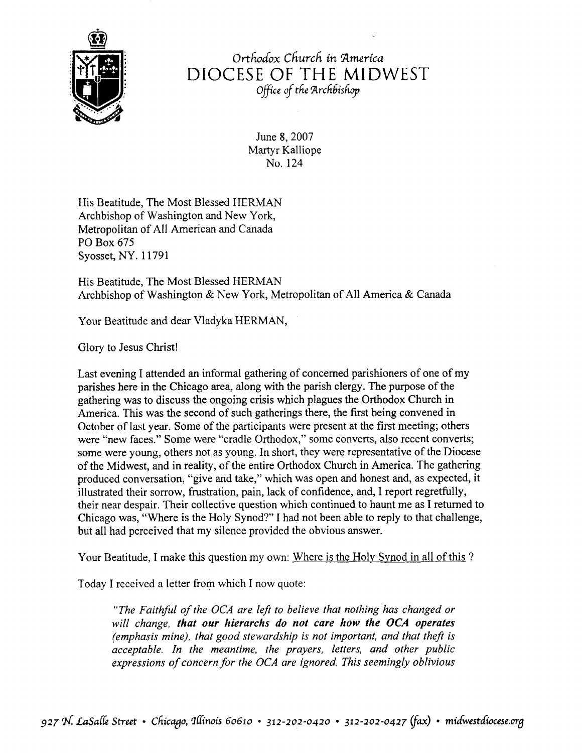Orthodox Church in America
# DIOCESE OF THE MIDWEST
*Office of the Archbishop*

June 8, 2007
Martyr Kalliope
No. 124

His Beatitude, The Most Blessed HERMAN
Archbishop of Washington and New York,
Metropolitan of All American and Canada
PO Box 675
Syosset, NY. 11791

His Beatitude, The Most Blessed HERMAN
Archbishop of Washington & New York, Metropolitan of All America & Canada

Your Beatitude and dear Vladyka HERMAN,

Glory to Jesus Christ!

Last evening I attended an informal gathering of concerned parishioners of one of my parishes here in the Chicago area, along with the parish clergy. The purpose of the gathering was to discuss the ongoing crisis which plagues the Orthodox Church in America. This was the second of such gatherings there, the first being convened in October of last year. Some of the participants were present at the first meeting; others were "new faces." Some were "cradle Orthodox," some converts, also recent converts; some were young, others not as young. In short, they were representative of the Diocese of the Midwest, and in reality, of the entire Orthodox Church in America. The gathering produced conversation, "give and take," which was open and honest and, as expected, it illustrated their sorrow, frustration, pain, lack of confidence, and, I report regretfully, their near despair. Their collective question which continued to haunt me as I returned to Chicago was, "Where is the Holy Synod?" I had not been able to reply to that challenge, but all had perceived that my silence provided the obvious answer.

Your Beatitude, I make this question my own: <u>Where is the Holy Synod in all of this</u> ?

Today I received a letter from which I now quote:

> *"The Faithful of the OCA are left to believe that nothing has changed or will change,* ***that our hierarchs do not care how the OCA operates*** *(emphasis mine), that good stewardship is not important, and that theft is acceptable. In the meantime, the prayers, letters, and other public expressions of concern for the OCA are ignored. This seemingly oblivious*

*927 N. LaSalle Street • Chicago, Illinois 60610 • 312-202-0420 • 312-202-0427 (fax) • midwestdiocese.org*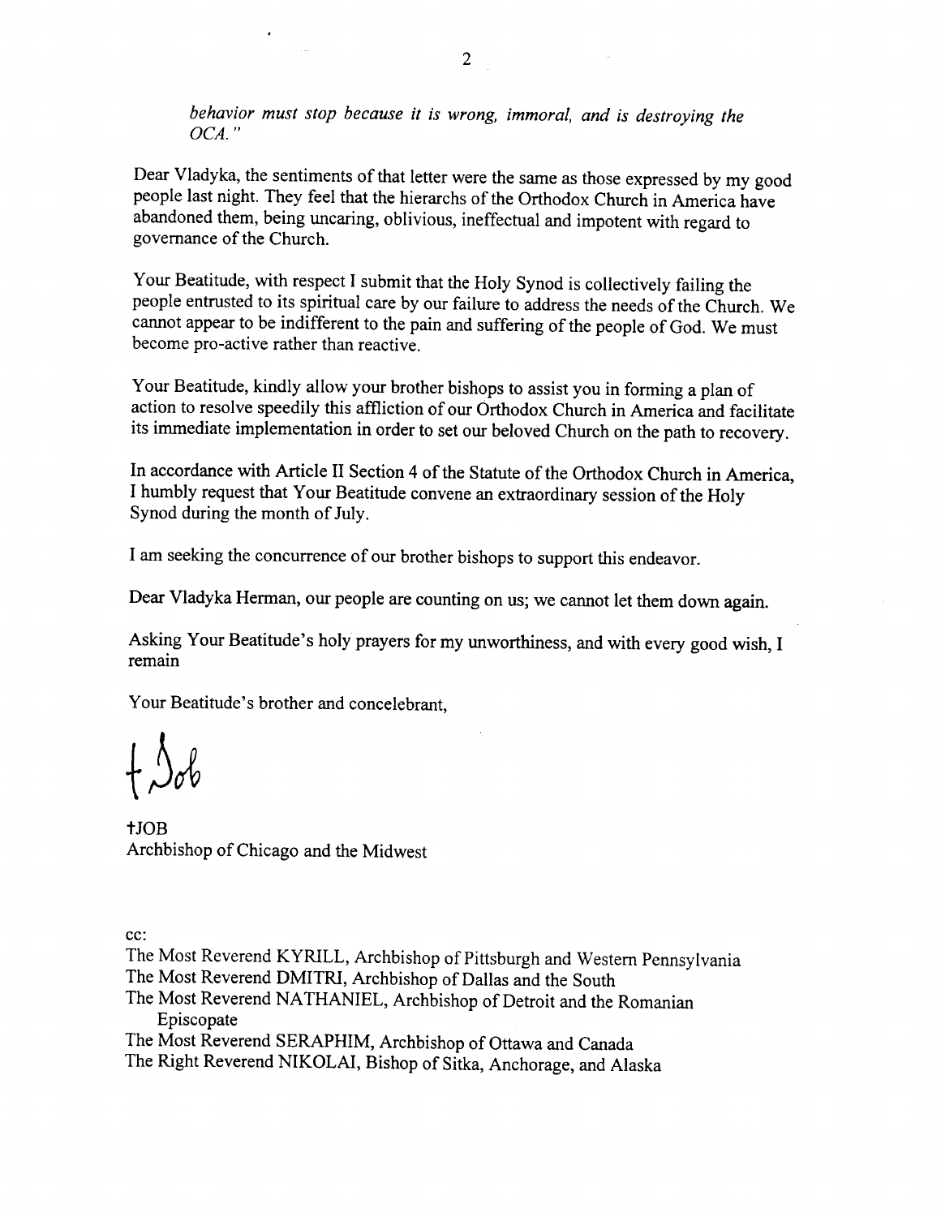*behavior must stop because it is wrong, immoral, and is destroying the OCA."*

Dear Vladyka, the sentiments of that letter were the same as those expressed by my good people last night. They feel that the hierarchs of the Orthodox Church in America have abandoned them, being uncaring, oblivious, ineffectual and impotent with regard to governance of the Church.

Your Beatitude, with respect I submit that the Holy Synod is collectively failing the people entrusted to its spiritual care by our failure to address the needs of the Church. We cannot appear to be indifferent to the pain and suffering of the people of God. We must become pro-active rather than reactive.

Your Beatitude, kindly allow your brother bishops to assist you in forming a plan of action to resolve speedily this affliction of our Orthodox Church in America and facilitate its immediate implementation in order to set our beloved Church on the path to recovery.

In accordance with Article II Section 4 of the Statute of the Orthodox Church in America, I humbly request that Your Beatitude convene an extraordinary session of the Holy Synod during the month of July.

I am seeking the concurrence of our brother bishops to support this endeavor.

Dear Vladyka Herman, our people are counting on us; we cannot let them down again.

Asking Your Beatitude's holy prayers for my unworthiness, and with every good wish, I remain

Your Beatitude's brother and concelebrant,

+Job

†JOB
Archbishop of Chicago and the Midwest

cc:
The Most Reverend KYRILL, Archbishop of Pittsburgh and Western Pennsylvania
The Most Reverend DMITRI, Archbishop of Dallas and the South
The Most Reverend NATHANIEL, Archbishop of Detroit and the Romanian Episcopate
The Most Reverend SERAPHIM, Archbishop of Ottawa and Canada
The Right Reverend NIKOLAI, Bishop of Sitka, Anchorage, and Alaska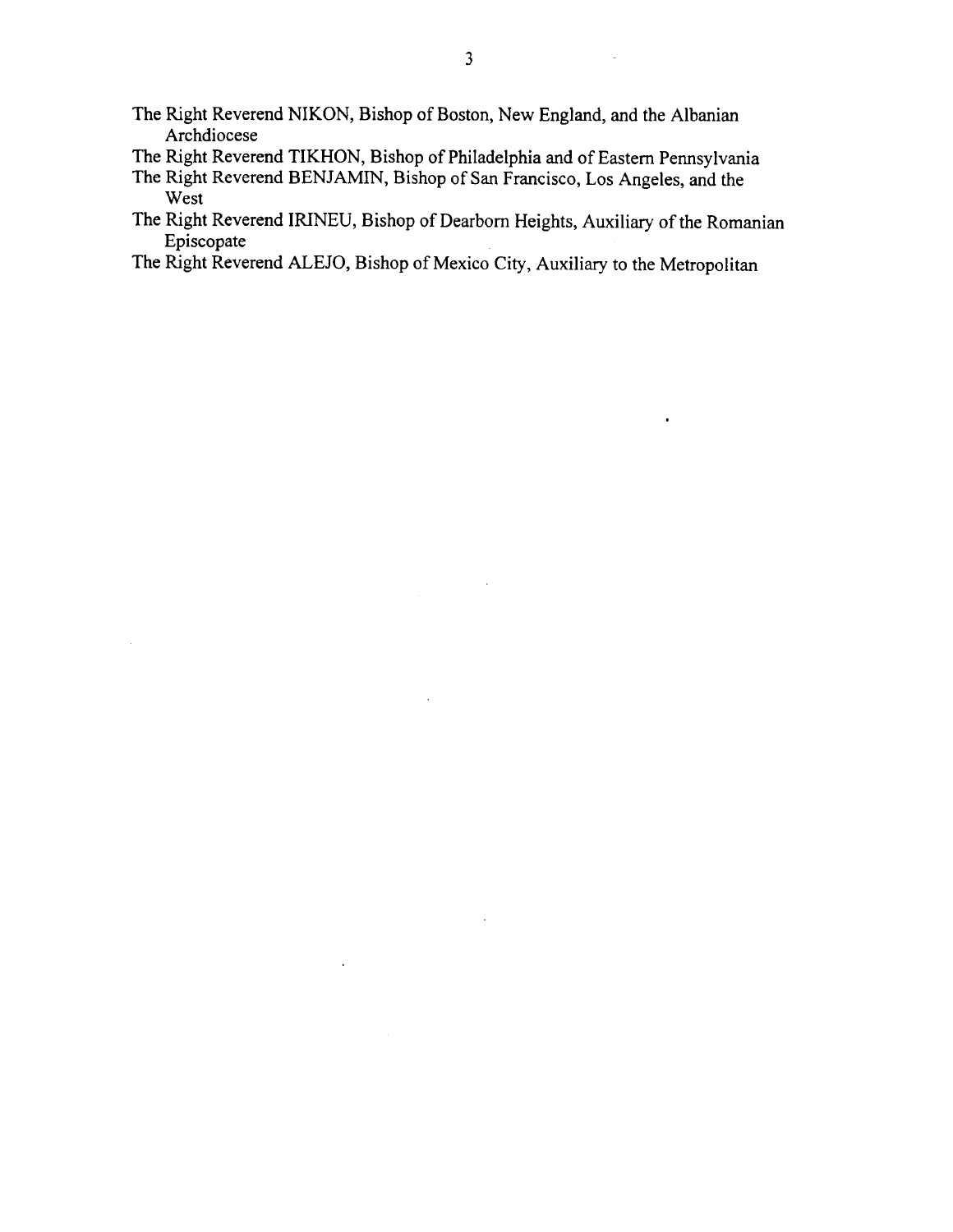The Right Reverend NIKON, Bishop of Boston, New England, and the Albanian Archdiocese

The Right Reverend TIKHON, Bishop of Philadelphia and of Eastern Pennsylvania

The Right Reverend BENJAMIN, Bishop of San Francisco, Los Angeles, and the West

The Right Reverend IRINEU, Bishop of Dearborn Heights, Auxiliary of the Romanian Episcopate

The Right Reverend ALEJO, Bishop of Mexico City, Auxiliary to the Metropolitan